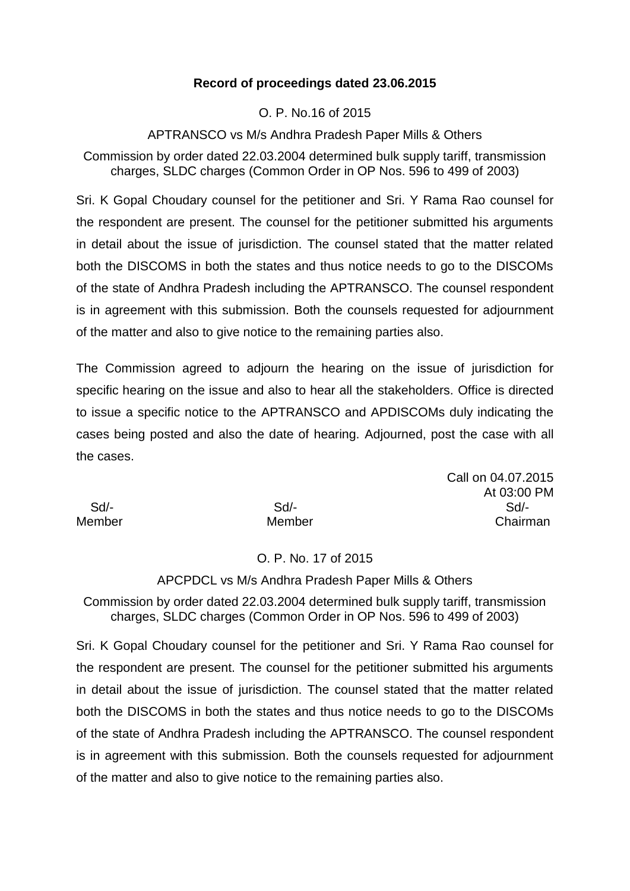**Record of proceedings dated 23.06.2015**

O. P. No.16 of 2015

APTRANSCO vs M/s Andhra Pradesh Paper Mills & Others

Commission by order dated 22.03.2004 determined bulk supply tariff, transmission charges, SLDC charges (Common Order in OP Nos. 596 to 499 of 2003)

Sri. K Gopal Choudary counsel for the petitioner and Sri. Y Rama Rao counsel for the respondent are present. The counsel for the petitioner submitted his arguments in detail about the issue of jurisdiction. The counsel stated that the matter related both the DISCOMS in both the states and thus notice needs to go to the DISCOMs of the state of Andhra Pradesh including the APTRANSCO. The counsel respondent is in agreement with this submission. Both the counsels requested for adjournment of the matter and also to give notice to the remaining parties also.

The Commission agreed to adjourn the hearing on the issue of jurisdiction for specific hearing on the issue and also to hear all the stakeholders. Office is directed to issue a specific notice to the APTRANSCO and APDISCOMs duly indicating the cases being posted and also the date of hearing. Adjourned, post the case with all the cases.

Call on 04.07.2015
At 03:00 PM

| Sd/- | Sd/- | Sd/- |
|---|---|---|
| Member | Member | Chairman |

O. P. No. 17 of 2015

APCPDCL vs M/s Andhra Pradesh Paper Mills & Others

Commission by order dated 22.03.2004 determined bulk supply tariff, transmission charges, SLDC charges (Common Order in OP Nos. 596 to 499 of 2003)

Sri. K Gopal Choudary counsel for the petitioner and Sri. Y Rama Rao counsel for the respondent are present. The counsel for the petitioner submitted his arguments in detail about the issue of jurisdiction. The counsel stated that the matter related both the DISCOMS in both the states and thus notice needs to go to the DISCOMs of the state of Andhra Pradesh including the APTRANSCO. The counsel respondent is in agreement with this submission. Both the counsels requested for adjournment of the matter and also to give notice to the remaining parties also.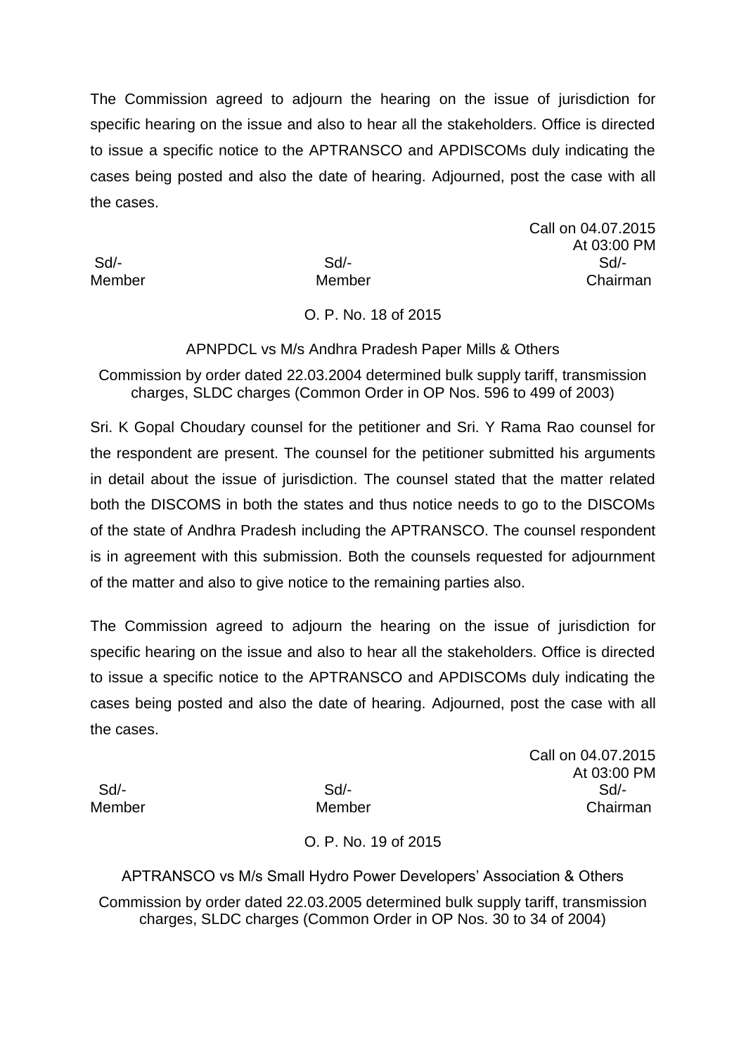The Commission agreed to adjourn the hearing on the issue of jurisdiction for specific hearing on the issue and also to hear all the stakeholders. Office is directed to issue a specific notice to the APTRANSCO and APDISCOMs duly indicating the cases being posted and also the date of hearing. Adjourned, post the case with all the cases.

Call on 04.07.2015
At 03:00 PM

| Sd/- | Sd/- | Sd/- |
|---|---|---|
| Member | Member | Chairman |

O. P. No. 18 of 2015

APNPDCL vs M/s Andhra Pradesh Paper Mills & Others

Commission by order dated 22.03.2004 determined bulk supply tariff, transmission charges, SLDC charges (Common Order in OP Nos. 596 to 499 of 2003)

Sri. K Gopal Choudary counsel for the petitioner and Sri. Y Rama Rao counsel for the respondent are present. The counsel for the petitioner submitted his arguments in detail about the issue of jurisdiction. The counsel stated that the matter related both the DISCOMS in both the states and thus notice needs to go to the DISCOMs of the state of Andhra Pradesh including the APTRANSCO. The counsel respondent is in agreement with this submission. Both the counsels requested for adjournment of the matter and also to give notice to the remaining parties also.

The Commission agreed to adjourn the hearing on the issue of jurisdiction for specific hearing on the issue and also to hear all the stakeholders. Office is directed to issue a specific notice to the APTRANSCO and APDISCOMs duly indicating the cases being posted and also the date of hearing. Adjourned, post the case with all the cases.

Call on 04.07.2015
At 03:00 PM

| Sd/- | Sd/- | Sd/- |
|---|---|---|
| Member | Member | Chairman |

O. P. No. 19 of 2015

APTRANSCO vs M/s Small Hydro Power Developers' Association & Others

Commission by order dated 22.03.2005 determined bulk supply tariff, transmission charges, SLDC charges (Common Order in OP Nos. 30 to 34 of 2004)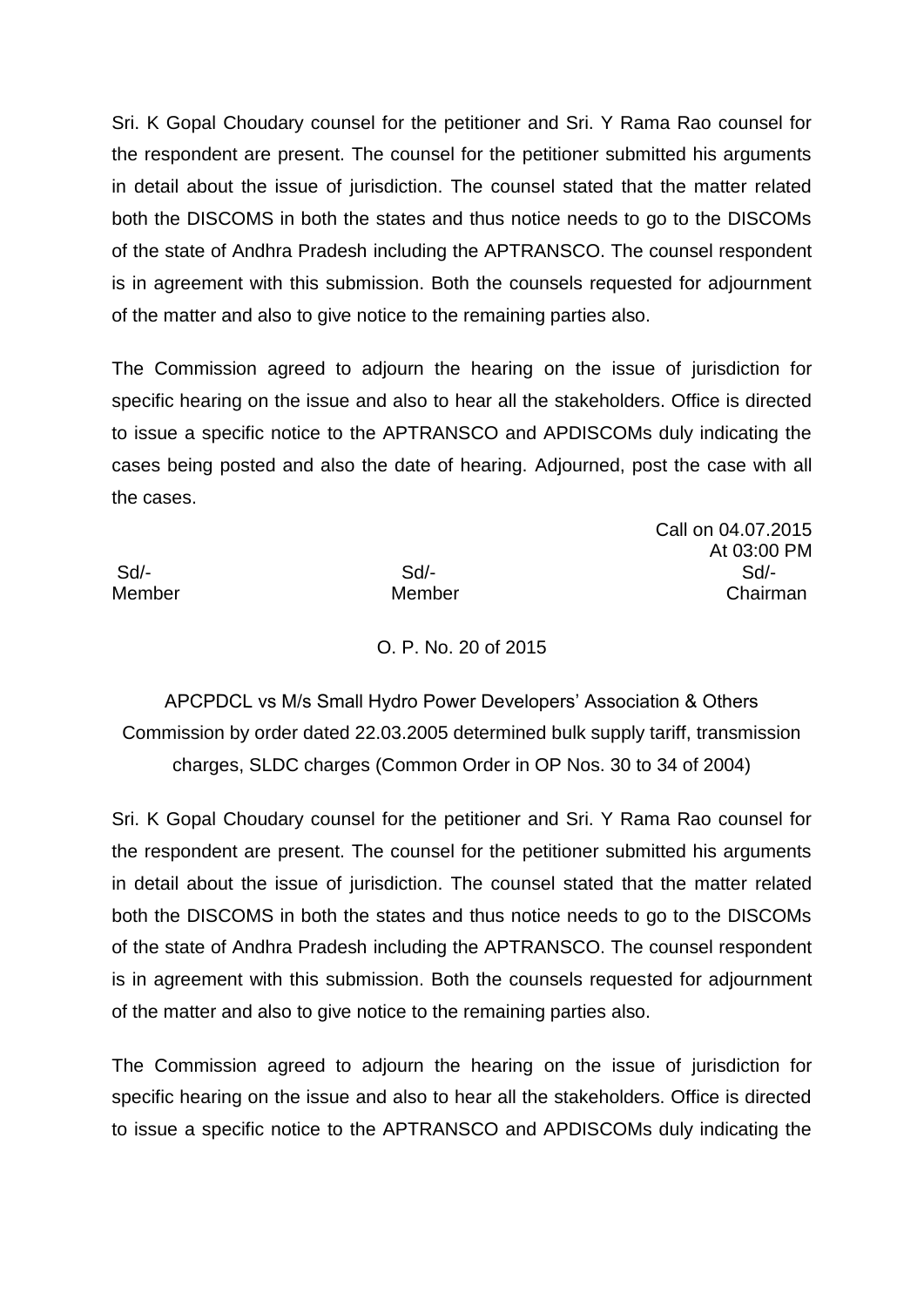Sri. K Gopal Choudary counsel for the petitioner and Sri. Y Rama Rao counsel for the respondent are present. The counsel for the petitioner submitted his arguments in detail about the issue of jurisdiction. The counsel stated that the matter related both the DISCOMS in both the states and thus notice needs to go to the DISCOMs of the state of Andhra Pradesh including the APTRANSCO. The counsel respondent is in agreement with this submission. Both the counsels requested for adjournment of the matter and also to give notice to the remaining parties also.

The Commission agreed to adjourn the hearing on the issue of jurisdiction for specific hearing on the issue and also to hear all the stakeholders. Office is directed to issue a specific notice to the APTRANSCO and APDISCOMs duly indicating the cases being posted and also the date of hearing. Adjourned, post the case with all the cases.

Call on 04.07.2015
At 03:00 PM

| Sd/- | Sd/- | Sd/- |
|---|---|---|
| Member | Member | Chairman |

O. P. No. 20 of 2015

APCPDCL vs M/s Small Hydro Power Developers' Association & Others
Commission by order dated 22.03.2005 determined bulk supply tariff, transmission charges, SLDC charges (Common Order in OP Nos. 30 to 34 of 2004)

Sri. K Gopal Choudary counsel for the petitioner and Sri. Y Rama Rao counsel for the respondent are present. The counsel for the petitioner submitted his arguments in detail about the issue of jurisdiction. The counsel stated that the matter related both the DISCOMS in both the states and thus notice needs to go to the DISCOMs of the state of Andhra Pradesh including the APTRANSCO. The counsel respondent is in agreement with this submission. Both the counsels requested for adjournment of the matter and also to give notice to the remaining parties also.

The Commission agreed to adjourn the hearing on the issue of jurisdiction for specific hearing on the issue and also to hear all the stakeholders. Office is directed to issue a specific notice to the APTRANSCO and APDISCOMs duly indicating the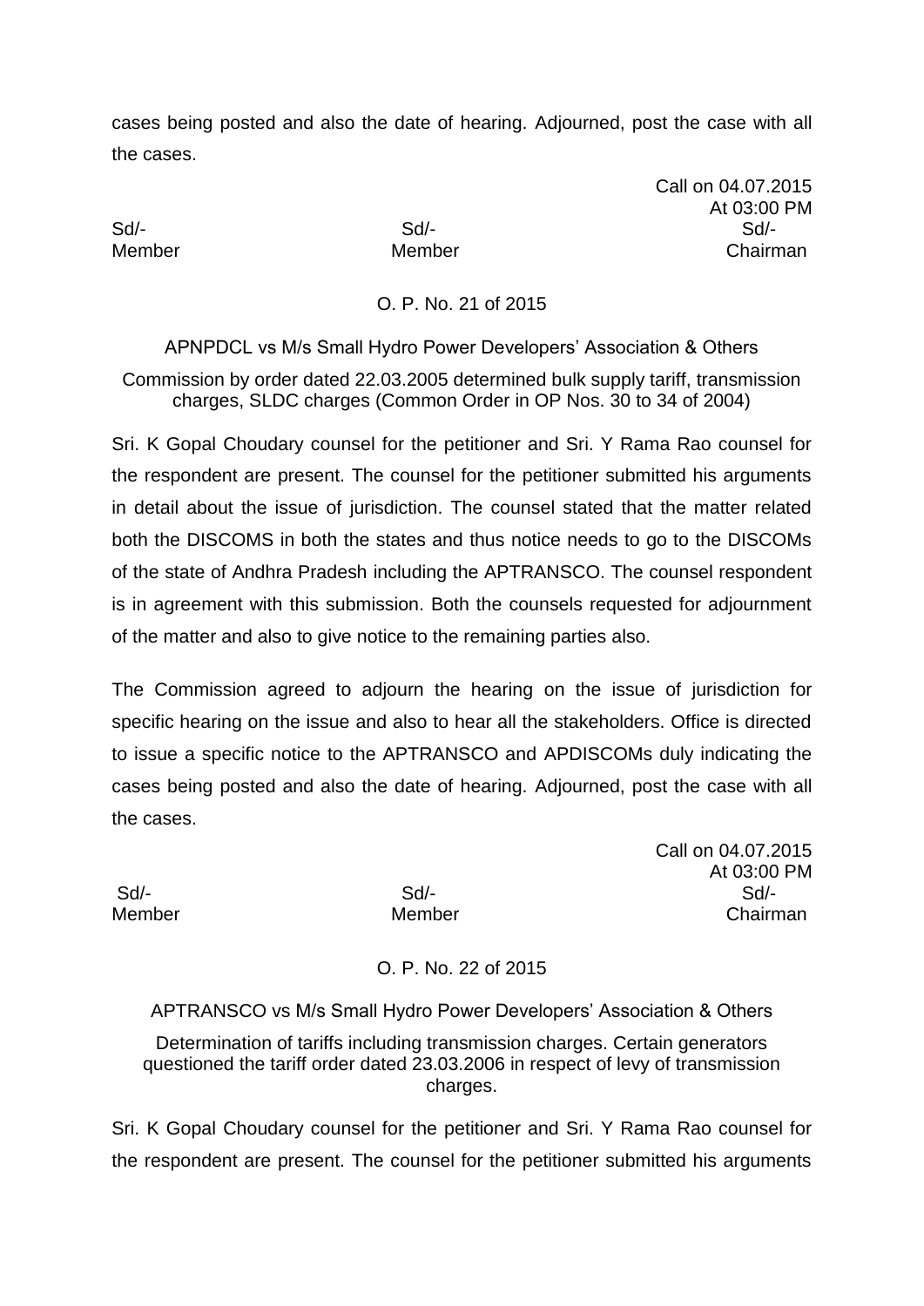cases being posted and also the date of hearing. Adjourned, post the case with all the cases.

Call on 04.07.2015
At 03:00 PM

| Sd/- | Sd/- | Sd/- |
|---|---|---|
| Member | Member | Chairman |

O. P. No. 21 of 2015

APNPDCL vs M/s Small Hydro Power Developers' Association & Others

Commission by order dated 22.03.2005 determined bulk supply tariff, transmission charges, SLDC charges (Common Order in OP Nos. 30 to 34 of 2004)

Sri. K Gopal Choudary counsel for the petitioner and Sri. Y Rama Rao counsel for the respondent are present. The counsel for the petitioner submitted his arguments in detail about the issue of jurisdiction. The counsel stated that the matter related both the DISCOMS in both the states and thus notice needs to go to the DISCOMs of the state of Andhra Pradesh including the APTRANSCO. The counsel respondent is in agreement with this submission. Both the counsels requested for adjournment of the matter and also to give notice to the remaining parties also.

The Commission agreed to adjourn the hearing on the issue of jurisdiction for specific hearing on the issue and also to hear all the stakeholders. Office is directed to issue a specific notice to the APTRANSCO and APDISCOMs duly indicating the cases being posted and also the date of hearing. Adjourned, post the case with all the cases.

Call on 04.07.2015
At 03:00 PM

| Sd/- | Sd/- | Sd/- |
|---|---|---|
| Member | Member | Chairman |

O. P. No. 22 of 2015

APTRANSCO vs M/s Small Hydro Power Developers' Association & Others

Determination of tariffs including transmission charges. Certain generators questioned the tariff order dated 23.03.2006 in respect of levy of transmission charges.

Sri. K Gopal Choudary counsel for the petitioner and Sri. Y Rama Rao counsel for the respondent are present. The counsel for the petitioner submitted his arguments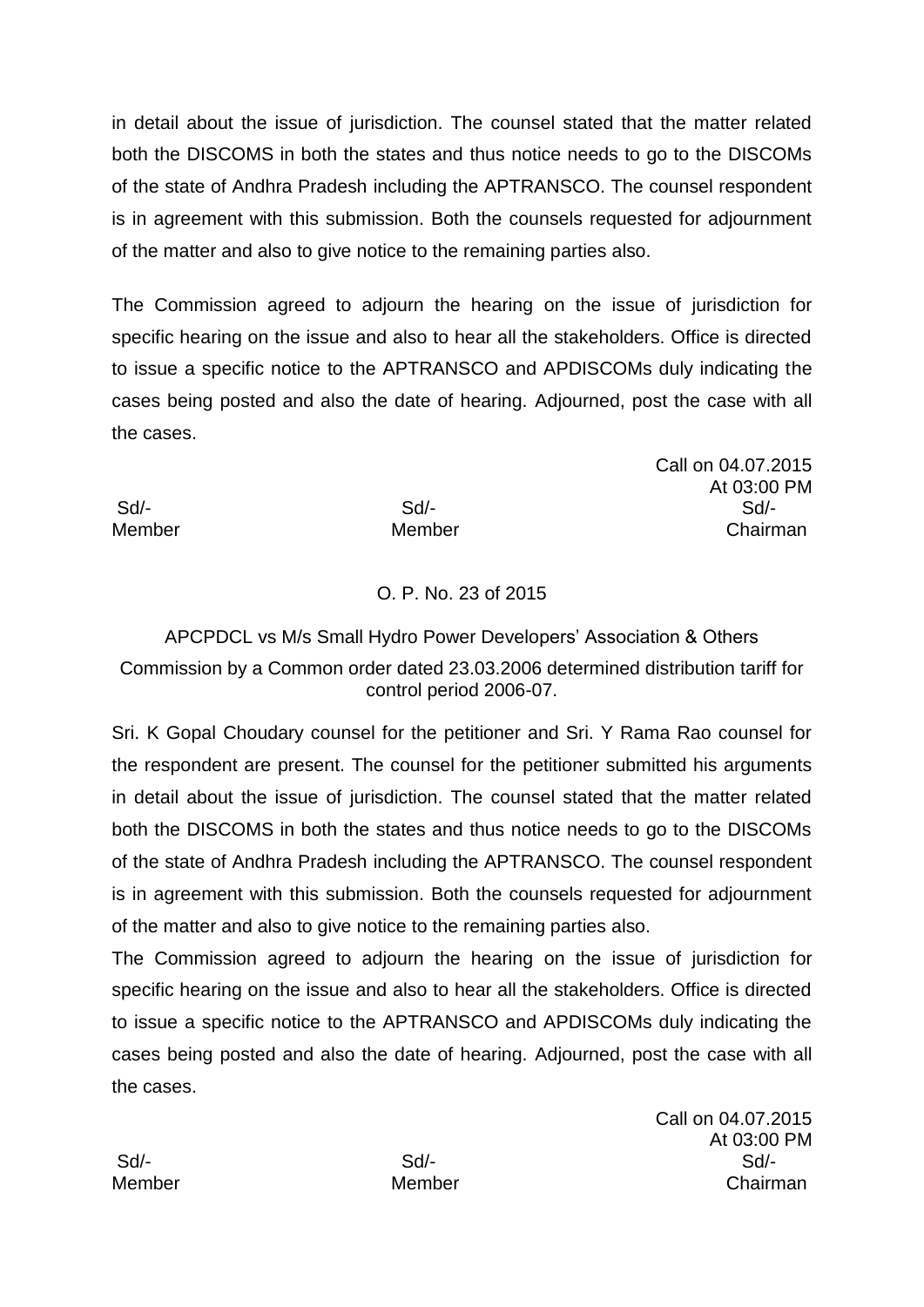in detail about the issue of jurisdiction. The counsel stated that the matter related both the DISCOMS in both the states and thus notice needs to go to the DISCOMs of the state of Andhra Pradesh including the APTRANSCO. The counsel respondent is in agreement with this submission. Both the counsels requested for adjournment of the matter and also to give notice to the remaining parties also.

The Commission agreed to adjourn the hearing on the issue of jurisdiction for specific hearing on the issue and also to hear all the stakeholders. Office is directed to issue a specific notice to the APTRANSCO and APDISCOMs duly indicating the cases being posted and also the date of hearing. Adjourned, post the case with all the cases.

Call on 04.07.2015
At 03:00 PM

| Sd/- | Sd/- | Sd/- |
|---|---|---|
| Member | Member | Chairman |

O. P. No. 23 of 2015

APCPDCL vs M/s Small Hydro Power Developers' Association & Others

Commission by a Common order dated 23.03.2006 determined distribution tariff for control period 2006-07.

Sri. K Gopal Choudary counsel for the petitioner and Sri. Y Rama Rao counsel for the respondent are present. The counsel for the petitioner submitted his arguments in detail about the issue of jurisdiction. The counsel stated that the matter related both the DISCOMS in both the states and thus notice needs to go to the DISCOMs of the state of Andhra Pradesh including the APTRANSCO. The counsel respondent is in agreement with this submission. Both the counsels requested for adjournment of the matter and also to give notice to the remaining parties also.

The Commission agreed to adjourn the hearing on the issue of jurisdiction for specific hearing on the issue and also to hear all the stakeholders. Office is directed to issue a specific notice to the APTRANSCO and APDISCOMs duly indicating the cases being posted and also the date of hearing. Adjourned, post the case with all the cases.

Call on 04.07.2015
At 03:00 PM

| Sd/- | Sd/- | Sd/- |
|---|---|---|
| Member | Member | Chairman |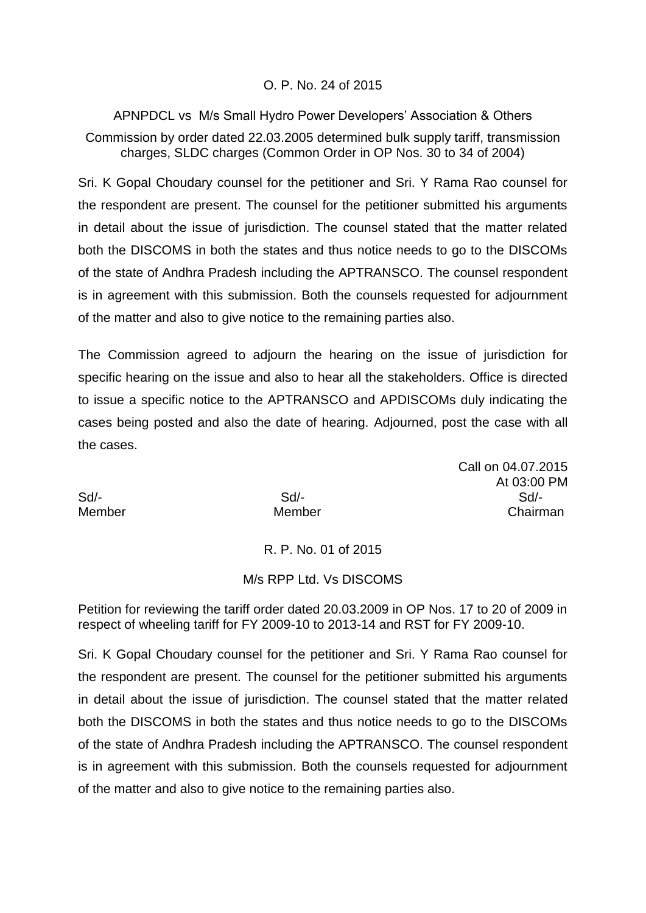O. P. No. 24 of 2015

APNPDCL vs M/s Small Hydro Power Developers' Association & Others

Commission by order dated 22.03.2005 determined bulk supply tariff, transmission charges, SLDC charges (Common Order in OP Nos. 30 to 34 of 2004)

Sri. K Gopal Choudary counsel for the petitioner and Sri. Y Rama Rao counsel for the respondent are present. The counsel for the petitioner submitted his arguments in detail about the issue of jurisdiction. The counsel stated that the matter related both the DISCOMS in both the states and thus notice needs to go to the DISCOMs of the state of Andhra Pradesh including the APTRANSCO. The counsel respondent is in agreement with this submission. Both the counsels requested for adjournment of the matter and also to give notice to the remaining parties also.

The Commission agreed to adjourn the hearing on the issue of jurisdiction for specific hearing on the issue and also to hear all the stakeholders. Office is directed to issue a specific notice to the APTRANSCO and APDISCOMs duly indicating the cases being posted and also the date of hearing. Adjourned, post the case with all the cases.

Call on 04.07.2015
At 03:00 PM

| Sd/- | Sd/- | Sd/- |
|---|---|---|
| Member | Member | Chairman |

R. P. No. 01 of 2015

M/s RPP Ltd. Vs DISCOMS

Petition for reviewing the tariff order dated 20.03.2009 in OP Nos. 17 to 20 of 2009 in respect of wheeling tariff for FY 2009-10 to 2013-14 and RST for FY 2009-10.

Sri. K Gopal Choudary counsel for the petitioner and Sri. Y Rama Rao counsel for the respondent are present. The counsel for the petitioner submitted his arguments in detail about the issue of jurisdiction. The counsel stated that the matter related both the DISCOMS in both the states and thus notice needs to go to the DISCOMs of the state of Andhra Pradesh including the APTRANSCO. The counsel respondent is in agreement with this submission. Both the counsels requested for adjournment of the matter and also to give notice to the remaining parties also.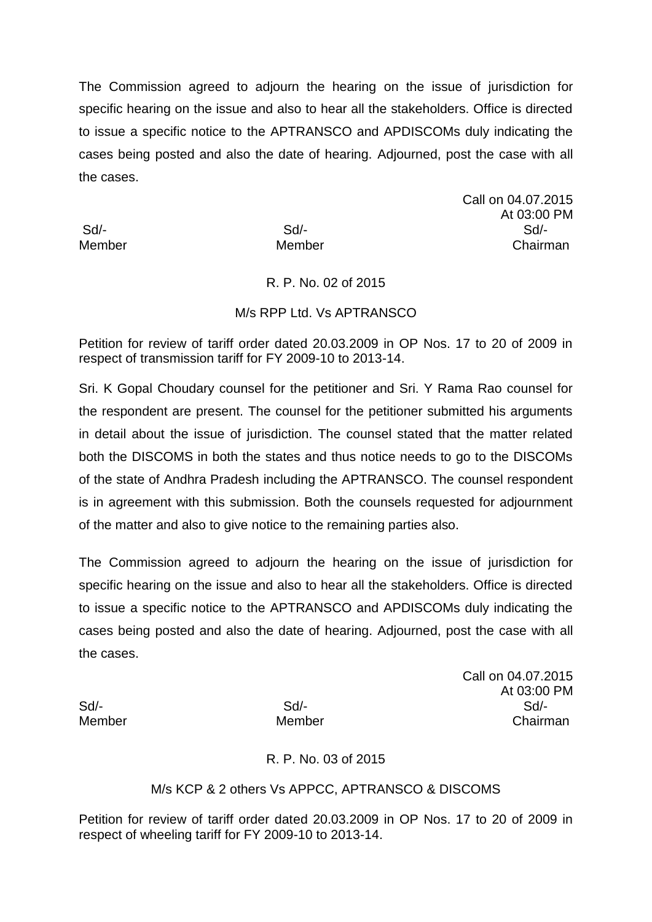The Commission agreed to adjourn the hearing on the issue of jurisdiction for specific hearing on the issue and also to hear all the stakeholders. Office is directed to issue a specific notice to the APTRANSCO and APDISCOMs duly indicating the cases being posted and also the date of hearing. Adjourned, post the case with all the cases.

Call on 04.07.2015
At 03:00 PM

| Sd/- | Sd/- | Sd/- |
|---|---|---|
| Member | Member | Chairman |

R. P. No. 02 of 2015

M/s RPP Ltd. Vs APTRANSCO

Petition for review of tariff order dated 20.03.2009 in OP Nos. 17 to 20 of 2009 in respect of transmission tariff for FY 2009-10 to 2013-14.

Sri. K Gopal Choudary counsel for the petitioner and Sri. Y Rama Rao counsel for the respondent are present. The counsel for the petitioner submitted his arguments in detail about the issue of jurisdiction. The counsel stated that the matter related both the DISCOMS in both the states and thus notice needs to go to the DISCOMs of the state of Andhra Pradesh including the APTRANSCO. The counsel respondent is in agreement with this submission. Both the counsels requested for adjournment of the matter and also to give notice to the remaining parties also.

The Commission agreed to adjourn the hearing on the issue of jurisdiction for specific hearing on the issue and also to hear all the stakeholders. Office is directed to issue a specific notice to the APTRANSCO and APDISCOMs duly indicating the cases being posted and also the date of hearing. Adjourned, post the case with all the cases.

Call on 04.07.2015
At 03:00 PM

| Sd/- | Sd/- | Sd/- |
|---|---|---|
| Member | Member | Chairman |

R. P. No. 03 of 2015

M/s KCP & 2 others Vs APPCC, APTRANSCO & DISCOMS

Petition for review of tariff order dated 20.03.2009 in OP Nos. 17 to 20 of 2009 in respect of wheeling tariff for FY 2009-10 to 2013-14.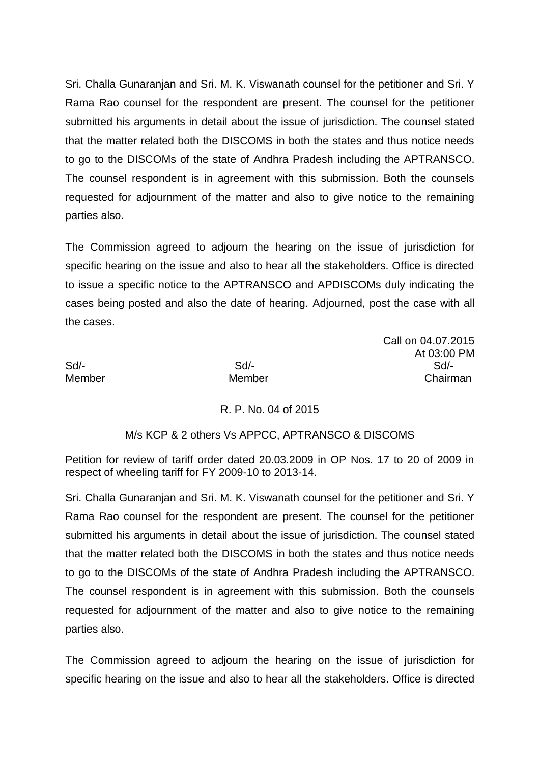Sri. Challa Gunaranjan and Sri. M. K. Viswanath counsel for the petitioner and Sri. Y Rama Rao counsel for the respondent are present. The counsel for the petitioner submitted his arguments in detail about the issue of jurisdiction. The counsel stated that the matter related both the DISCOMS in both the states and thus notice needs to go to the DISCOMs of the state of Andhra Pradesh including the APTRANSCO. The counsel respondent is in agreement with this submission. Both the counsels requested for adjournment of the matter and also to give notice to the remaining parties also.

The Commission agreed to adjourn the hearing on the issue of jurisdiction for specific hearing on the issue and also to hear all the stakeholders. Office is directed to issue a specific notice to the APTRANSCO and APDISCOMs duly indicating the cases being posted and also the date of hearing. Adjourned, post the case with all the cases.

Call on 04.07.2015
At 03:00 PM

| Sd/- | Sd/- | Sd/- |
|---|---|---|
| Member | Member | Chairman |

R. P. No. 04 of 2015

M/s KCP & 2 others Vs APPCC, APTRANSCO & DISCOMS

Petition for review of tariff order dated 20.03.2009 in OP Nos. 17 to 20 of 2009 in respect of wheeling tariff for FY 2009-10 to 2013-14.

Sri. Challa Gunaranjan and Sri. M. K. Viswanath counsel for the petitioner and Sri. Y Rama Rao counsel for the respondent are present. The counsel for the petitioner submitted his arguments in detail about the issue of jurisdiction. The counsel stated that the matter related both the DISCOMS in both the states and thus notice needs to go to the DISCOMs of the state of Andhra Pradesh including the APTRANSCO. The counsel respondent is in agreement with this submission. Both the counsels requested for adjournment of the matter and also to give notice to the remaining parties also.

The Commission agreed to adjourn the hearing on the issue of jurisdiction for specific hearing on the issue and also to hear all the stakeholders. Office is directed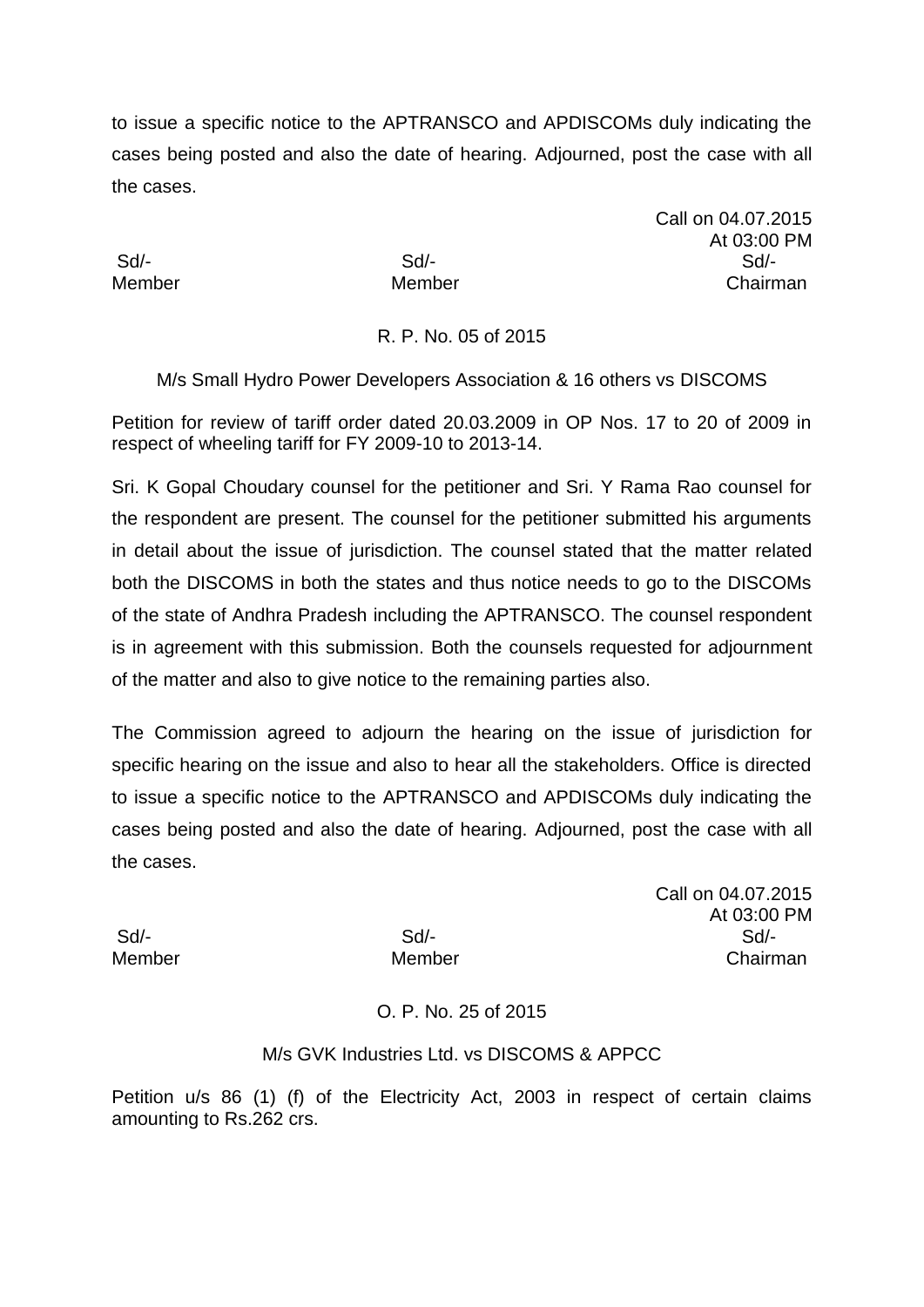to issue a specific notice to the APTRANSCO and APDISCOMs duly indicating the cases being posted and also the date of hearing. Adjourned, post the case with all the cases.

Call on 04.07.2015
At 03:00 PM

| Sd/- | Sd/- | Sd/- |
|---|---|---|
| Member | Member | Chairman |

R. P. No. 05 of 2015

M/s Small Hydro Power Developers Association & 16 others vs DISCOMS

Petition for review of tariff order dated 20.03.2009 in OP Nos. 17 to 20 of 2009 in respect of wheeling tariff for FY 2009-10 to 2013-14.

Sri. K Gopal Choudary counsel for the petitioner and Sri. Y Rama Rao counsel for the respondent are present. The counsel for the petitioner submitted his arguments in detail about the issue of jurisdiction. The counsel stated that the matter related both the DISCOMS in both the states and thus notice needs to go to the DISCOMs of the state of Andhra Pradesh including the APTRANSCO. The counsel respondent is in agreement with this submission. Both the counsels requested for adjournment of the matter and also to give notice to the remaining parties also.

The Commission agreed to adjourn the hearing on the issue of jurisdiction for specific hearing on the issue and also to hear all the stakeholders. Office is directed to issue a specific notice to the APTRANSCO and APDISCOMs duly indicating the cases being posted and also the date of hearing. Adjourned, post the case with all the cases.

Call on 04.07.2015
At 03:00 PM

| Sd/- | Sd/- | Sd/- |
|---|---|---|
| Member | Member | Chairman |

O. P. No. 25 of 2015

M/s GVK Industries Ltd. vs DISCOMS & APPCC

Petition u/s 86 (1) (f) of the Electricity Act, 2003 in respect of certain claims amounting to Rs.262 crs.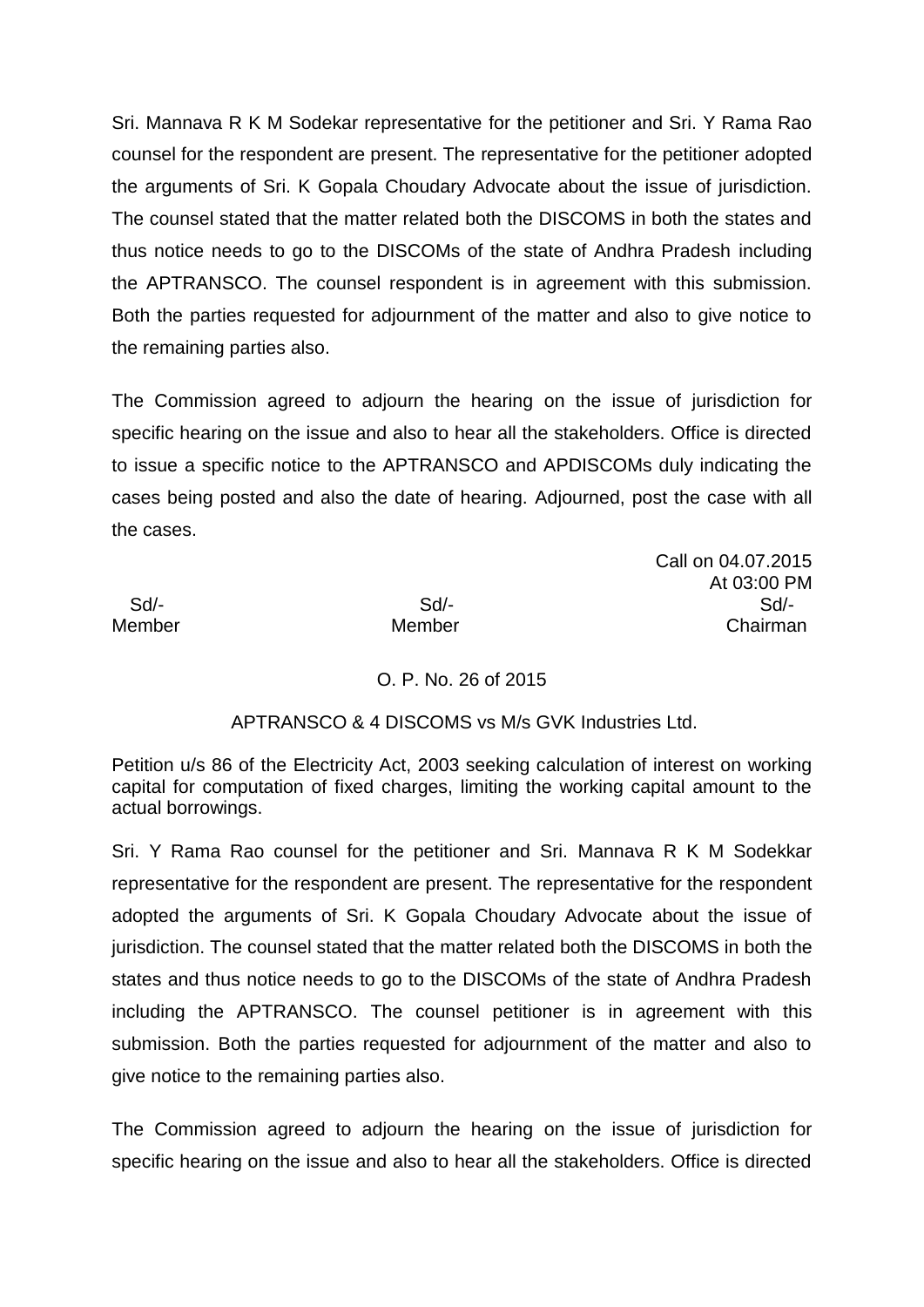Sri. Mannava R K M Sodekar representative for the petitioner and Sri. Y Rama Rao counsel for the respondent are present. The representative for the petitioner adopted the arguments of Sri. K Gopala Choudary Advocate about the issue of jurisdiction. The counsel stated that the matter related both the DISCOMS in both the states and thus notice needs to go to the DISCOMs of the state of Andhra Pradesh including the APTRANSCO. The counsel respondent is in agreement with this submission. Both the parties requested for adjournment of the matter and also to give notice to the remaining parties also.

The Commission agreed to adjourn the hearing on the issue of jurisdiction for specific hearing on the issue and also to hear all the stakeholders. Office is directed to issue a specific notice to the APTRANSCO and APDISCOMs duly indicating the cases being posted and also the date of hearing. Adjourned, post the case with all the cases.

Call on 04.07.2015
At 03:00 PM

| Sd/- | Sd/- | Sd/- |
|---|---|---|
| Member | Member | Chairman |

O. P. No. 26 of 2015

APTRANSCO & 4 DISCOMS vs M/s GVK Industries Ltd.

Petition u/s 86 of the Electricity Act, 2003 seeking calculation of interest on working capital for computation of fixed charges, limiting the working capital amount to the actual borrowings.

Sri. Y Rama Rao counsel for the petitioner and Sri. Mannava R K M Sodekkar representative for the respondent are present. The representative for the respondent adopted the arguments of Sri. K Gopala Choudary Advocate about the issue of jurisdiction. The counsel stated that the matter related both the DISCOMS in both the states and thus notice needs to go to the DISCOMs of the state of Andhra Pradesh including the APTRANSCO. The counsel petitioner is in agreement with this submission. Both the parties requested for adjournment of the matter and also to give notice to the remaining parties also.

The Commission agreed to adjourn the hearing on the issue of jurisdiction for specific hearing on the issue and also to hear all the stakeholders. Office is directed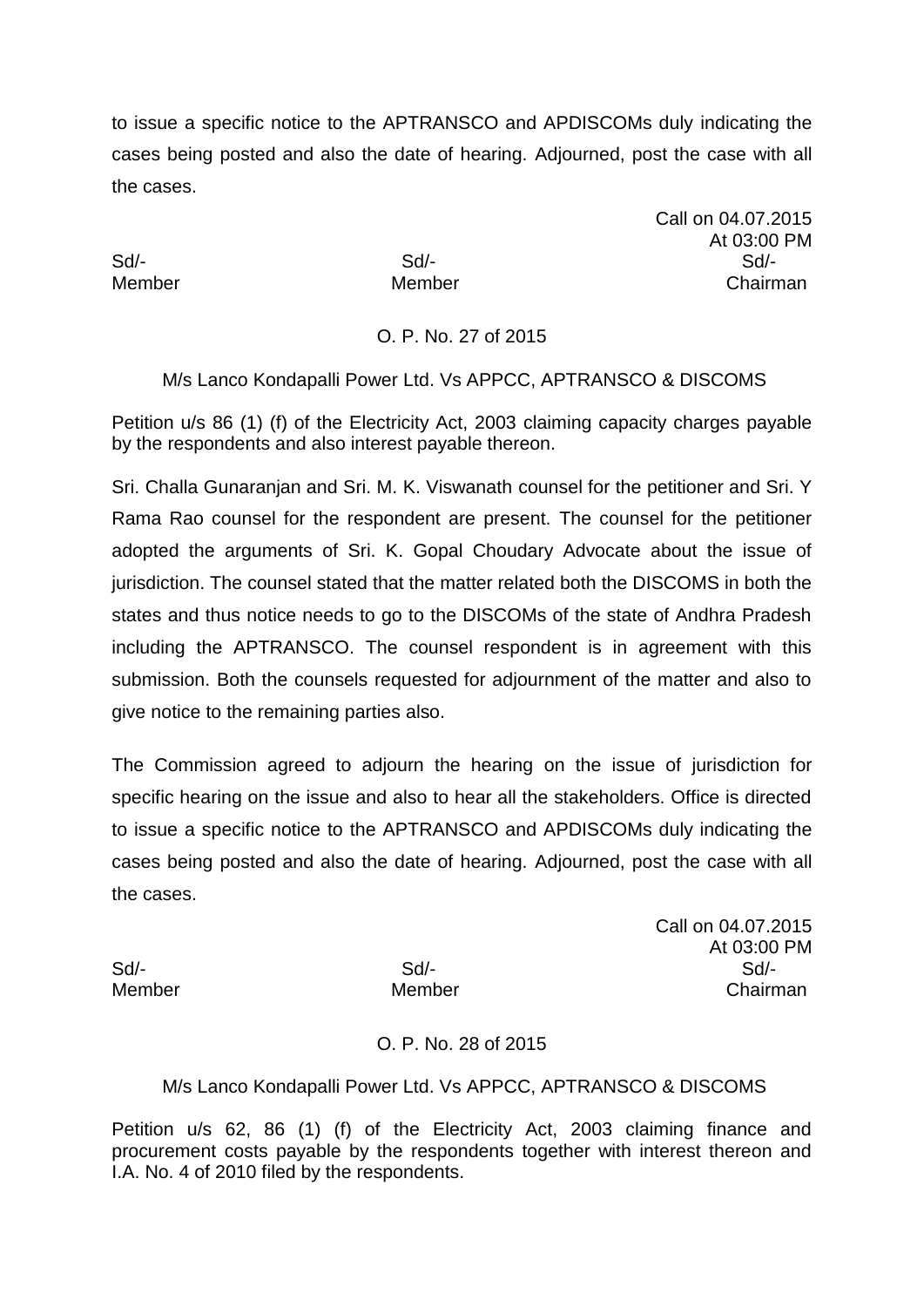to issue a specific notice to the APTRANSCO and APDISCOMs duly indicating the cases being posted and also the date of hearing. Adjourned, post the case with all the cases.

Call on 04.07.2015
At 03:00 PM

| Sd/- | Sd/- | Sd/- |
|---|---|---|
| Member | Member | Chairman |

O. P. No. 27 of 2015

M/s Lanco Kondapalli Power Ltd. Vs APPCC, APTRANSCO & DISCOMS

Petition u/s 86 (1) (f) of the Electricity Act, 2003 claiming capacity charges payable by the respondents and also interest payable thereon.

Sri. Challa Gunaranjan and Sri. M. K. Viswanath counsel for the petitioner and Sri. Y Rama Rao counsel for the respondent are present. The counsel for the petitioner adopted the arguments of Sri. K. Gopal Choudary Advocate about the issue of jurisdiction. The counsel stated that the matter related both the DISCOMS in both the states and thus notice needs to go to the DISCOMs of the state of Andhra Pradesh including the APTRANSCO. The counsel respondent is in agreement with this submission. Both the counsels requested for adjournment of the matter and also to give notice to the remaining parties also.

The Commission agreed to adjourn the hearing on the issue of jurisdiction for specific hearing on the issue and also to hear all the stakeholders. Office is directed to issue a specific notice to the APTRANSCO and APDISCOMs duly indicating the cases being posted and also the date of hearing. Adjourned, post the case with all the cases.

Call on 04.07.2015
At 03:00 PM

| Sd/- | Sd/- | Sd/- |
|---|---|---|
| Member | Member | Chairman |

O. P. No. 28 of 2015

M/s Lanco Kondapalli Power Ltd. Vs APPCC, APTRANSCO & DISCOMS

Petition u/s 62, 86 (1) (f) of the Electricity Act, 2003 claiming finance and procurement costs payable by the respondents together with interest thereon and I.A. No. 4 of 2010 filed by the respondents.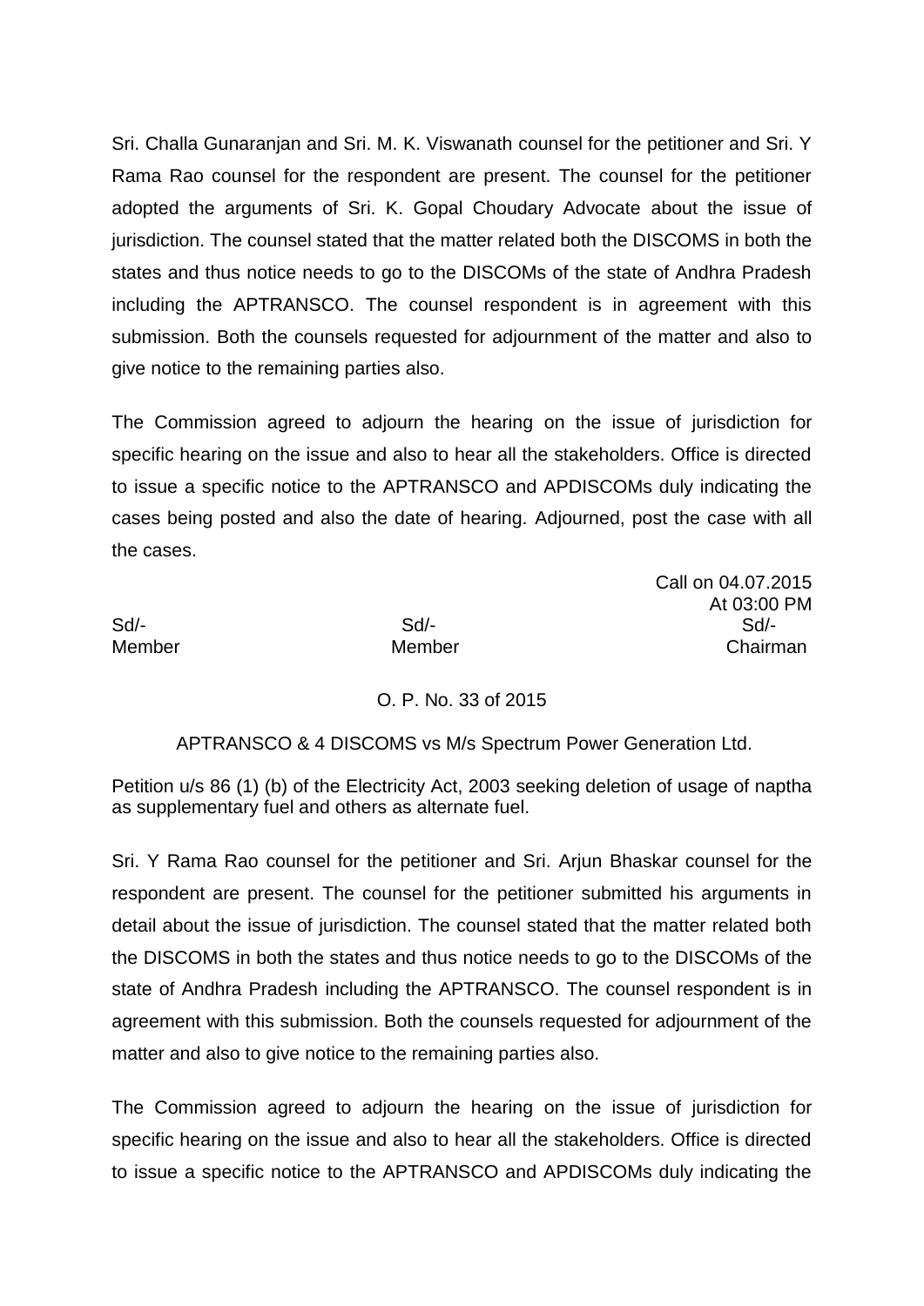Sri. Challa Gunaranjan and Sri. M. K. Viswanath counsel for the petitioner and Sri. Y Rama Rao counsel for the respondent are present. The counsel for the petitioner adopted the arguments of Sri. K. Gopal Choudary Advocate about the issue of jurisdiction. The counsel stated that the matter related both the DISCOMS in both the states and thus notice needs to go to the DISCOMs of the state of Andhra Pradesh including the APTRANSCO. The counsel respondent is in agreement with this submission. Both the counsels requested for adjournment of the matter and also to give notice to the remaining parties also.

The Commission agreed to adjourn the hearing on the issue of jurisdiction for specific hearing on the issue and also to hear all the stakeholders. Office is directed to issue a specific notice to the APTRANSCO and APDISCOMs duly indicating the cases being posted and also the date of hearing. Adjourned, post the case with all the cases.

Call on 04.07.2015
At 03:00 PM

| Sd/- | Sd/- | Sd/- |
|---|---|---|
| Member | Member | Chairman |

O. P. No. 33 of 2015

APTRANSCO & 4 DISCOMS vs M/s Spectrum Power Generation Ltd.

Petition u/s 86 (1) (b) of the Electricity Act, 2003 seeking deletion of usage of naptha as supplementary fuel and others as alternate fuel.

Sri. Y Rama Rao counsel for the petitioner and Sri. Arjun Bhaskar counsel for the respondent are present. The counsel for the petitioner submitted his arguments in detail about the issue of jurisdiction. The counsel stated that the matter related both the DISCOMS in both the states and thus notice needs to go to the DISCOMs of the state of Andhra Pradesh including the APTRANSCO. The counsel respondent is in agreement with this submission. Both the counsels requested for adjournment of the matter and also to give notice to the remaining parties also.

The Commission agreed to adjourn the hearing on the issue of jurisdiction for specific hearing on the issue and also to hear all the stakeholders. Office is directed to issue a specific notice to the APTRANSCO and APDISCOMs duly indicating the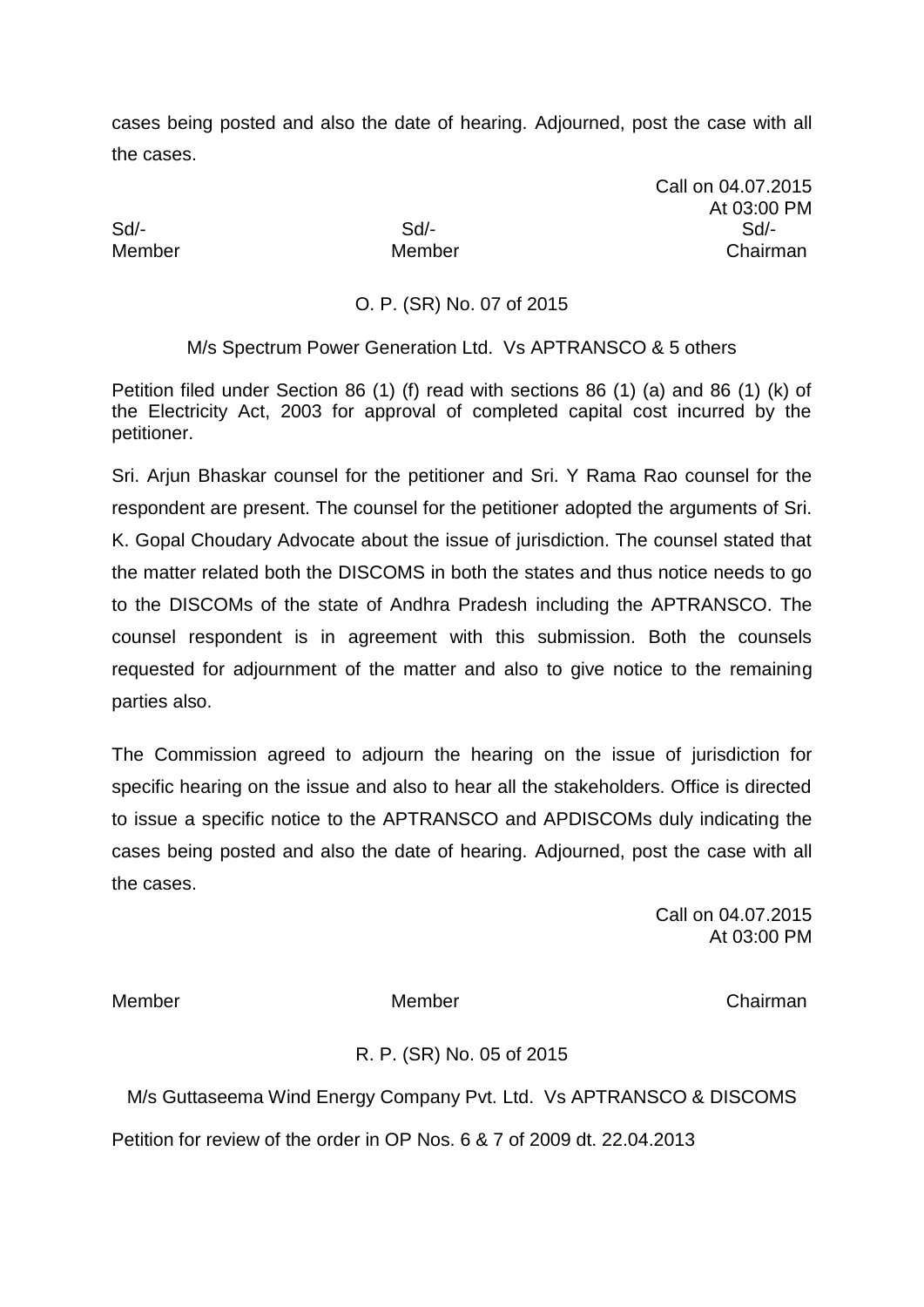cases being posted and also the date of hearing. Adjourned, post the case with all the cases.

Call on 04.07.2015
At 03:00 PM

| Sd/- | Sd/- | Sd/- |
|---|---|---|
| Member | Member | Chairman |

O. P. (SR) No. 07 of 2015

M/s Spectrum Power Generation Ltd. Vs APTRANSCO & 5 others

Petition filed under Section 86 (1) (f) read with sections 86 (1) (a) and 86 (1) (k) of the Electricity Act, 2003 for approval of completed capital cost incurred by the petitioner.

Sri. Arjun Bhaskar counsel for the petitioner and Sri. Y Rama Rao counsel for the respondent are present. The counsel for the petitioner adopted the arguments of Sri. K. Gopal Choudary Advocate about the issue of jurisdiction. The counsel stated that the matter related both the DISCOMS in both the states and thus notice needs to go to the DISCOMs of the state of Andhra Pradesh including the APTRANSCO. The counsel respondent is in agreement with this submission. Both the counsels requested for adjournment of the matter and also to give notice to the remaining parties also.

The Commission agreed to adjourn the hearing on the issue of jurisdiction for specific hearing on the issue and also to hear all the stakeholders. Office is directed to issue a specific notice to the APTRANSCO and APDISCOMs duly indicating the cases being posted and also the date of hearing. Adjourned, post the case with all the cases.

Call on 04.07.2015
At 03:00 PM

| Member | Member | Chairman |
|---|---|---|

R. P. (SR) No. 05 of 2015

M/s Guttaseema Wind Energy Company Pvt. Ltd. Vs APTRANSCO & DISCOMS

Petition for review of the order in OP Nos. 6 & 7 of 2009 dt. 22.04.2013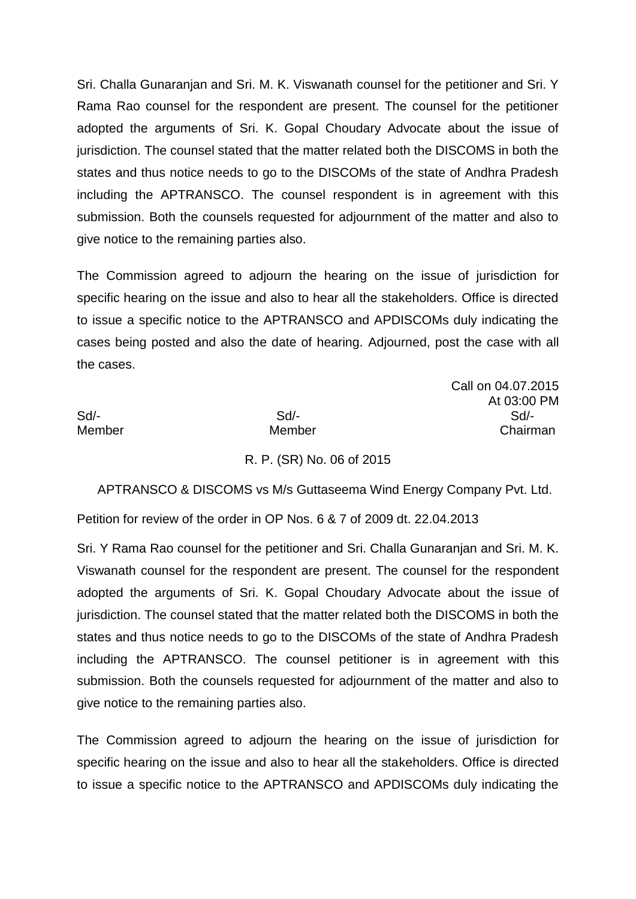Sri. Challa Gunaranjan and Sri. M. K. Viswanath counsel for the petitioner and Sri. Y Rama Rao counsel for the respondent are present. The counsel for the petitioner adopted the arguments of Sri. K. Gopal Choudary Advocate about the issue of jurisdiction. The counsel stated that the matter related both the DISCOMS in both the states and thus notice needs to go to the DISCOMs of the state of Andhra Pradesh including the APTRANSCO. The counsel respondent is in agreement with this submission. Both the counsels requested for adjournment of the matter and also to give notice to the remaining parties also.

The Commission agreed to adjourn the hearing on the issue of jurisdiction for specific hearing on the issue and also to hear all the stakeholders. Office is directed to issue a specific notice to the APTRANSCO and APDISCOMs duly indicating the cases being posted and also the date of hearing. Adjourned, post the case with all the cases.

Call on 04.07.2015
At 03:00 PM

| Sd/- | Sd/- | Sd/- |
|---|---|---|
| Member | Member | Chairman |

R. P. (SR) No. 06 of 2015

APTRANSCO & DISCOMS vs M/s Guttaseema Wind Energy Company Pvt. Ltd.

Petition for review of the order in OP Nos. 6 & 7 of 2009 dt. 22.04.2013

Sri. Y Rama Rao counsel for the petitioner and Sri. Challa Gunaranjan and Sri. M. K. Viswanath counsel for the respondent are present. The counsel for the respondent adopted the arguments of Sri. K. Gopal Choudary Advocate about the issue of jurisdiction. The counsel stated that the matter related both the DISCOMS in both the states and thus notice needs to go to the DISCOMs of the state of Andhra Pradesh including the APTRANSCO. The counsel petitioner is in agreement with this submission. Both the counsels requested for adjournment of the matter and also to give notice to the remaining parties also.

The Commission agreed to adjourn the hearing on the issue of jurisdiction for specific hearing on the issue and also to hear all the stakeholders. Office is directed to issue a specific notice to the APTRANSCO and APDISCOMs duly indicating the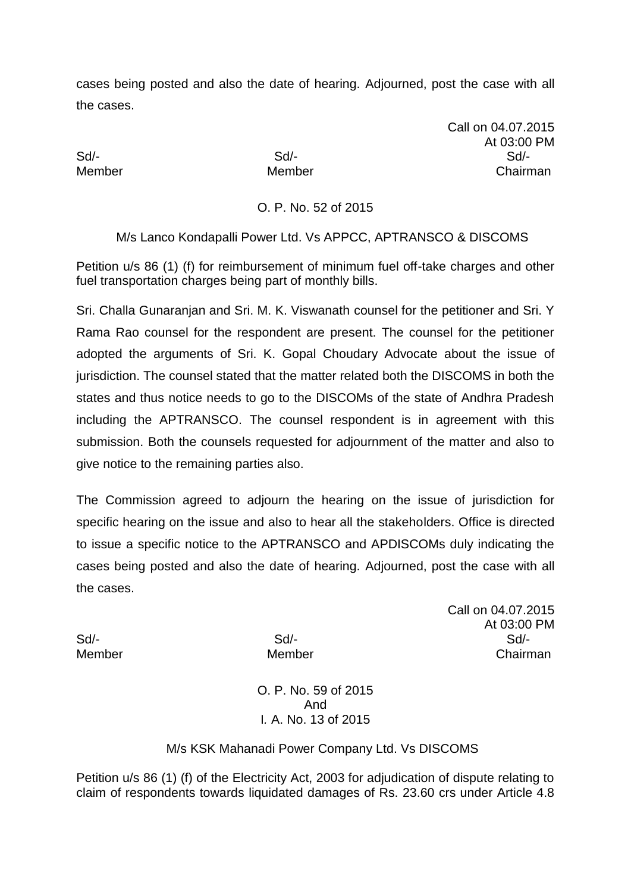cases being posted and also the date of hearing. Adjourned, post the case with all the cases.

Call on 04.07.2015
At 03:00 PM

| Sd/- | Sd/- | Sd/- |
|---|---|---|
| Member | Member | Chairman |

O. P. No. 52 of 2015

M/s Lanco Kondapalli Power Ltd. Vs APPCC, APTRANSCO & DISCOMS

Petition u/s 86 (1) (f) for reimbursement of minimum fuel off-take charges and other fuel transportation charges being part of monthly bills.

Sri. Challa Gunaranjan and Sri. M. K. Viswanath counsel for the petitioner and Sri. Y Rama Rao counsel for the respondent are present. The counsel for the petitioner adopted the arguments of Sri. K. Gopal Choudary Advocate about the issue of jurisdiction. The counsel stated that the matter related both the DISCOMS in both the states and thus notice needs to go to the DISCOMs of the state of Andhra Pradesh including the APTRANSCO. The counsel respondent is in agreement with this submission. Both the counsels requested for adjournment of the matter and also to give notice to the remaining parties also.

The Commission agreed to adjourn the hearing on the issue of jurisdiction for specific hearing on the issue and also to hear all the stakeholders. Office is directed to issue a specific notice to the APTRANSCO and APDISCOMs duly indicating the cases being posted and also the date of hearing. Adjourned, post the case with all the cases.

Call on 04.07.2015
At 03:00 PM

| Sd/- | Sd/- | Sd/- |
|---|---|---|
| Member | Member | Chairman |

O. P. No. 59 of 2015
And
I. A. No. 13 of 2015

M/s KSK Mahanadi Power Company Ltd. Vs DISCOMS

Petition u/s 86 (1) (f) of the Electricity Act, 2003 for adjudication of dispute relating to claim of respondents towards liquidated damages of Rs. 23.60 crs under Article 4.8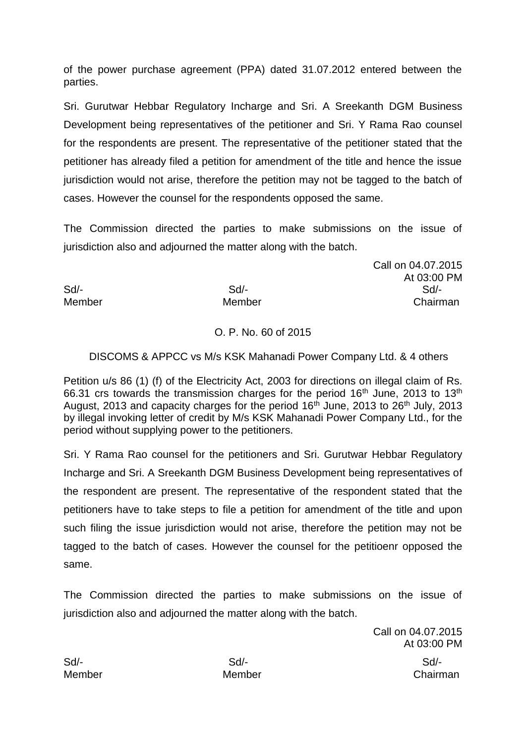of the power purchase agreement (PPA) dated 31.07.2012 entered between the parties.

Sri. Gurutwar Hebbar Regulatory Incharge and Sri. A Sreekanth DGM Business Development being representatives of the petitioner and Sri. Y Rama Rao counsel for the respondents are present. The representative of the petitioner stated that the petitioner has already filed a petition for amendment of the title and hence the issue jurisdiction would not arise, therefore the petition may not be tagged to the batch of cases. However the counsel for the respondents opposed the same.

The Commission directed the parties to make submissions on the issue of jurisdiction also and adjourned the matter along with the batch.

Call on 04.07.2015
At 03:00 PM

| Sd/- | Sd/- | Sd/- |
|---|---|---|
| Member | Member | Chairman |

O. P. No. 60 of 2015

DISCOMS & APPCC vs M/s KSK Mahanadi Power Company Ltd. & 4 others

Petition u/s 86 (1) (f) of the Electricity Act, 2003 for directions on illegal claim of Rs. 66.31 crs towards the transmission charges for the period 16th June, 2013 to 13th August, 2013 and capacity charges for the period 16th June, 2013 to 26th July, 2013 by illegal invoking letter of credit by M/s KSK Mahanadi Power Company Ltd., for the period without supplying power to the petitioners.

Sri. Y Rama Rao counsel for the petitioners and Sri. Gurutwar Hebbar Regulatory Incharge and Sri. A Sreekanth DGM Business Development being representatives of the respondent are present. The representative of the respondent stated that the petitioners have to take steps to file a petition for amendment of the title and upon such filing the issue jurisdiction would not arise, therefore the petition may not be tagged to the batch of cases. However the counsel for the petitioenr opposed the same.

The Commission directed the parties to make submissions on the issue of jurisdiction also and adjourned the matter along with the batch.

Call on 04.07.2015
At 03:00 PM

| Sd/- | Sd/- | Sd/- |
|---|---|---|
| Member | Member | Chairman |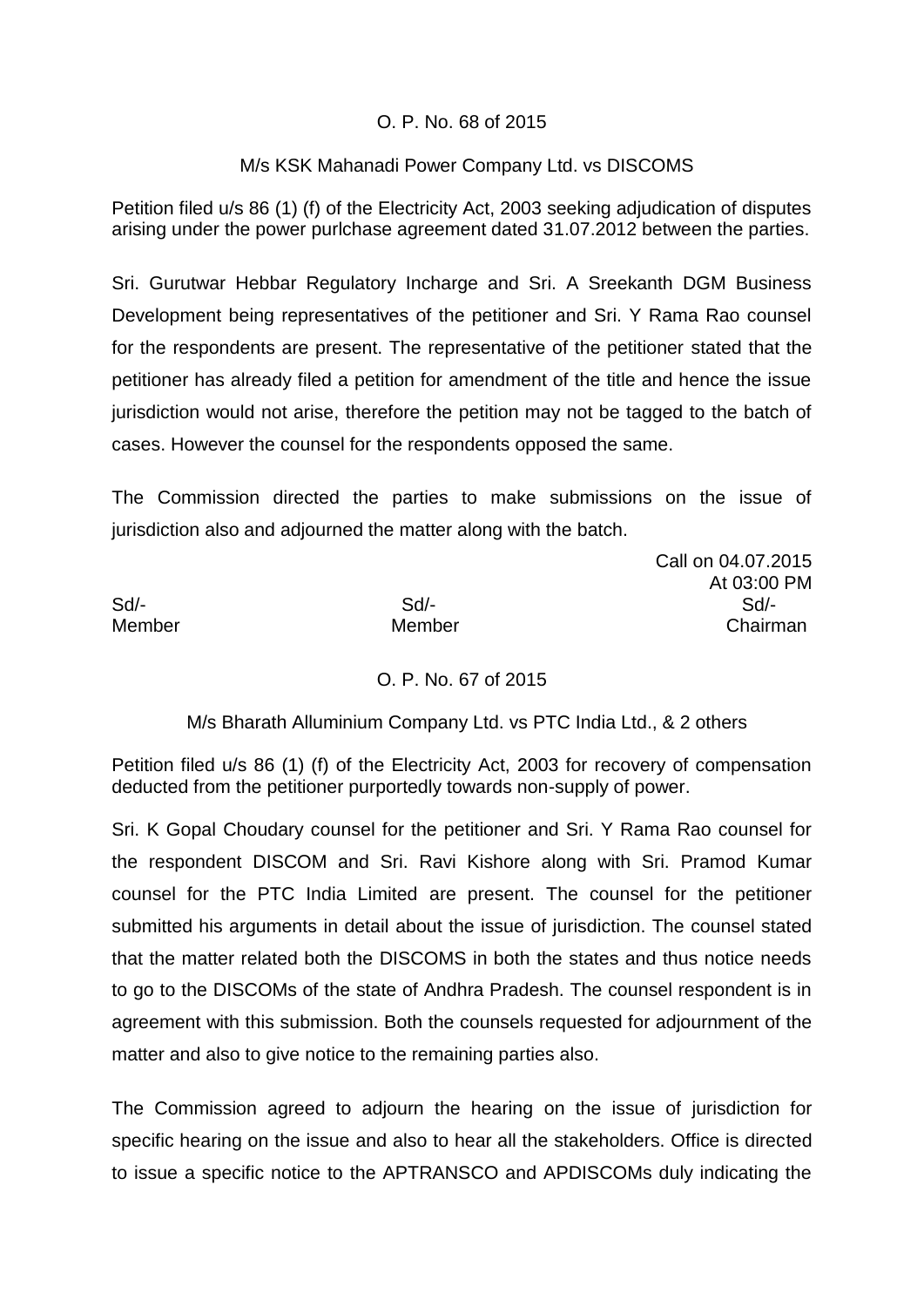O. P. No. 68 of 2015

M/s KSK Mahanadi Power Company Ltd. vs DISCOMS

Petition filed u/s 86 (1) (f) of the Electricity Act, 2003 seeking adjudication of disputes arising under the power purlchase agreement dated 31.07.2012 between the parties.

Sri. Gurutwar Hebbar Regulatory Incharge and Sri. A Sreekanth DGM Business Development being representatives of the petitioner and Sri. Y Rama Rao counsel for the respondents are present. The representative of the petitioner stated that the petitioner has already filed a petition for amendment of the title and hence the issue jurisdiction would not arise, therefore the petition may not be tagged to the batch of cases. However the counsel for the respondents opposed the same.

The Commission directed the parties to make submissions on the issue of jurisdiction also and adjourned the matter along with the batch.

Call on 04.07.2015
At 03:00 PM

| Sd/- | Sd/- | Sd/- |
|---|---|---|
| Member | Member | Chairman |

O. P. No. 67 of 2015

M/s Bharath Alluminium Company Ltd. vs PTC India Ltd., & 2 others

Petition filed u/s 86 (1) (f) of the Electricity Act, 2003 for recovery of compensation deducted from the petitioner purportedly towards non-supply of power.

Sri. K Gopal Choudary counsel for the petitioner and Sri. Y Rama Rao counsel for the respondent DISCOM and Sri. Ravi Kishore along with Sri. Pramod Kumar counsel for the PTC India Limited are present. The counsel for the petitioner submitted his arguments in detail about the issue of jurisdiction. The counsel stated that the matter related both the DISCOMS in both the states and thus notice needs to go to the DISCOMs of the state of Andhra Pradesh. The counsel respondent is in agreement with this submission. Both the counsels requested for adjournment of the matter and also to give notice to the remaining parties also.

The Commission agreed to adjourn the hearing on the issue of jurisdiction for specific hearing on the issue and also to hear all the stakeholders. Office is directed to issue a specific notice to the APTRANSCO and APDISCOMs duly indicating the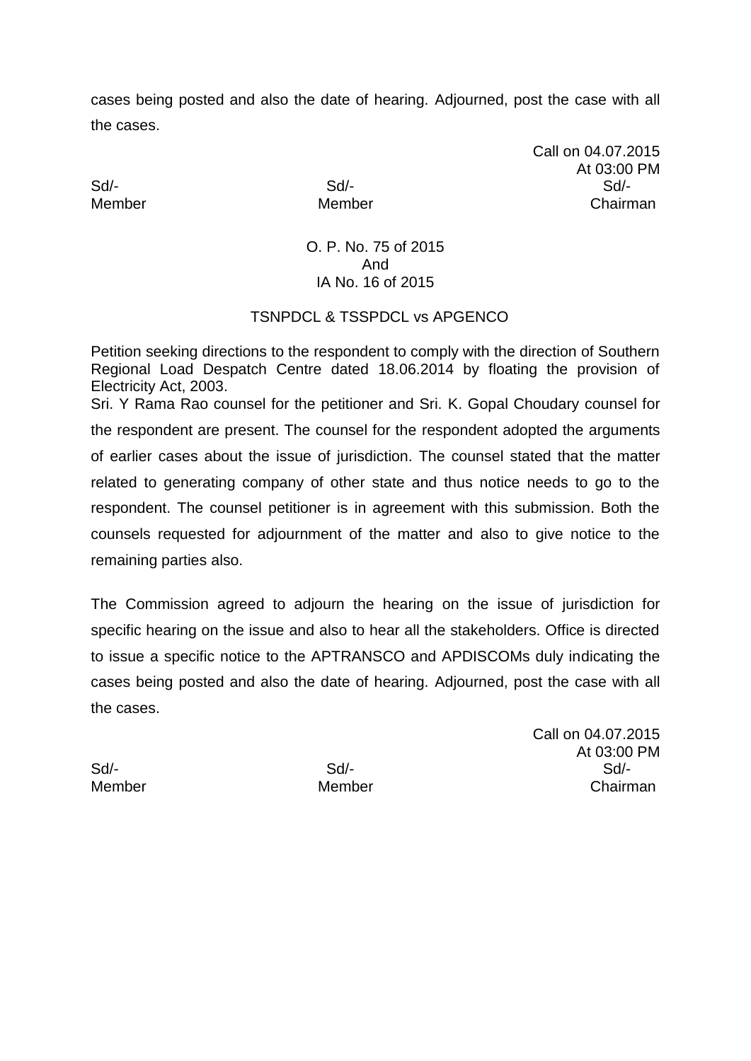cases being posted and also the date of hearing. Adjourned, post the case with all the cases.

Call on 04.07.2015
At 03:00 PM

| | | |
|---|---|---|
| Sd/- | Sd/- | Sd/- |
| Member | Member | Chairman |

O. P. No. 75 of 2015
And
IA No. 16 of 2015

TSNPDCL & TSSPDCL vs APGENCO

Petition seeking directions to the respondent to comply with the direction of Southern Regional Load Despatch Centre dated 18.06.2014 by floating the provision of Electricity Act, 2003.

Sri. Y Rama Rao counsel for the petitioner and Sri. K. Gopal Choudary counsel for the respondent are present. The counsel for the respondent adopted the arguments of earlier cases about the issue of jurisdiction. The counsel stated that the matter related to generating company of other state and thus notice needs to go to the respondent. The counsel petitioner is in agreement with this submission. Both the counsels requested for adjournment of the matter and also to give notice to the remaining parties also.

The Commission agreed to adjourn the hearing on the issue of jurisdiction for specific hearing on the issue and also to hear all the stakeholders. Office is directed to issue a specific notice to the APTRANSCO and APDISCOMs duly indicating the cases being posted and also the date of hearing. Adjourned, post the case with all the cases.

Call on 04.07.2015
At 03:00 PM

| | | |
|---|---|---|
| Sd/- | Sd/- | Sd/- |
| Member | Member | Chairman |